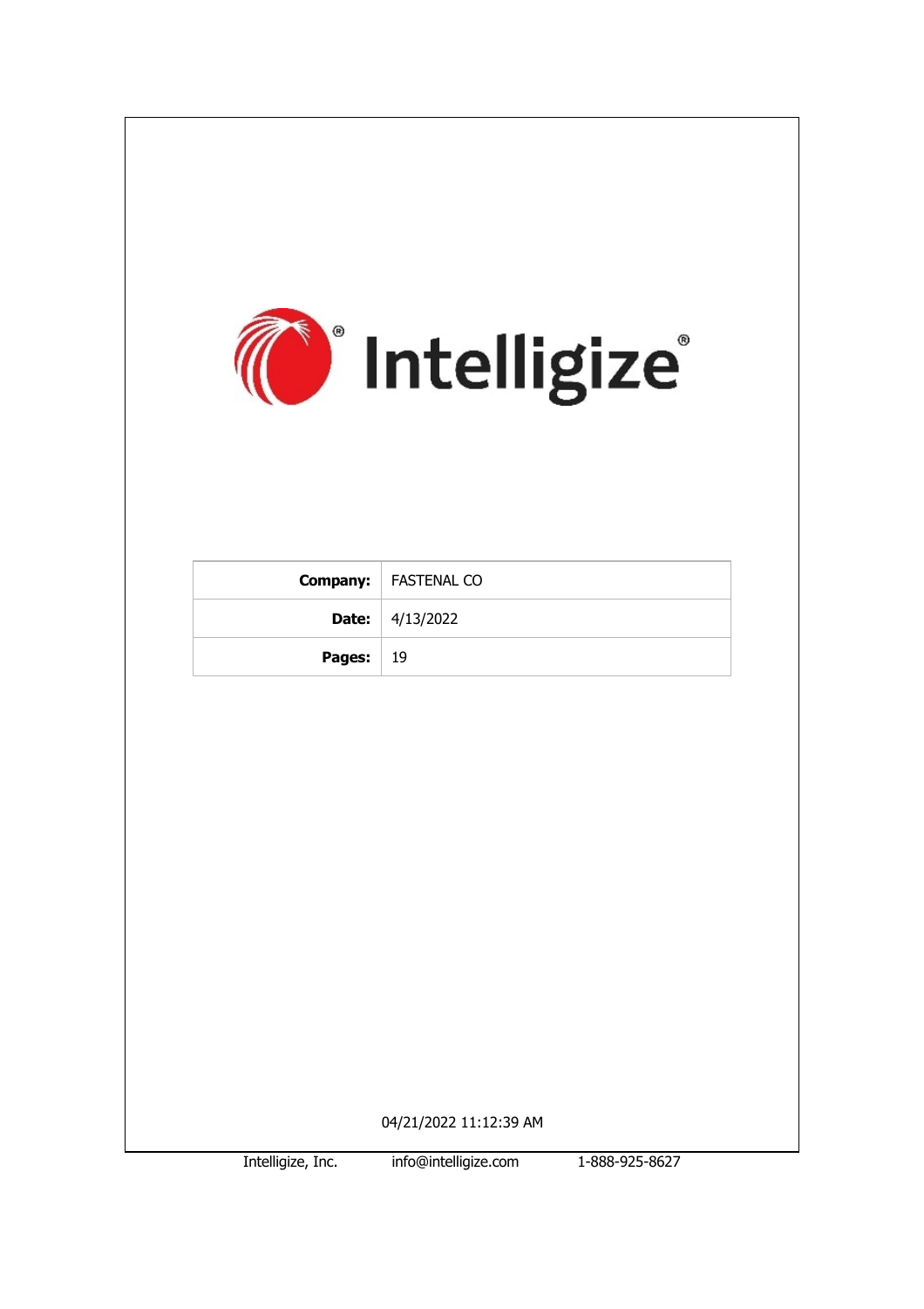Intelligize

| **Company:** | FASTENAL CO |
|---|---|
| **Date:** | 4/13/2022 |
| **Pages:** | 19 |

04/21/2022 11:12:39 AM

Intelligize, Inc. info@intelligize.com 1-888-925-8627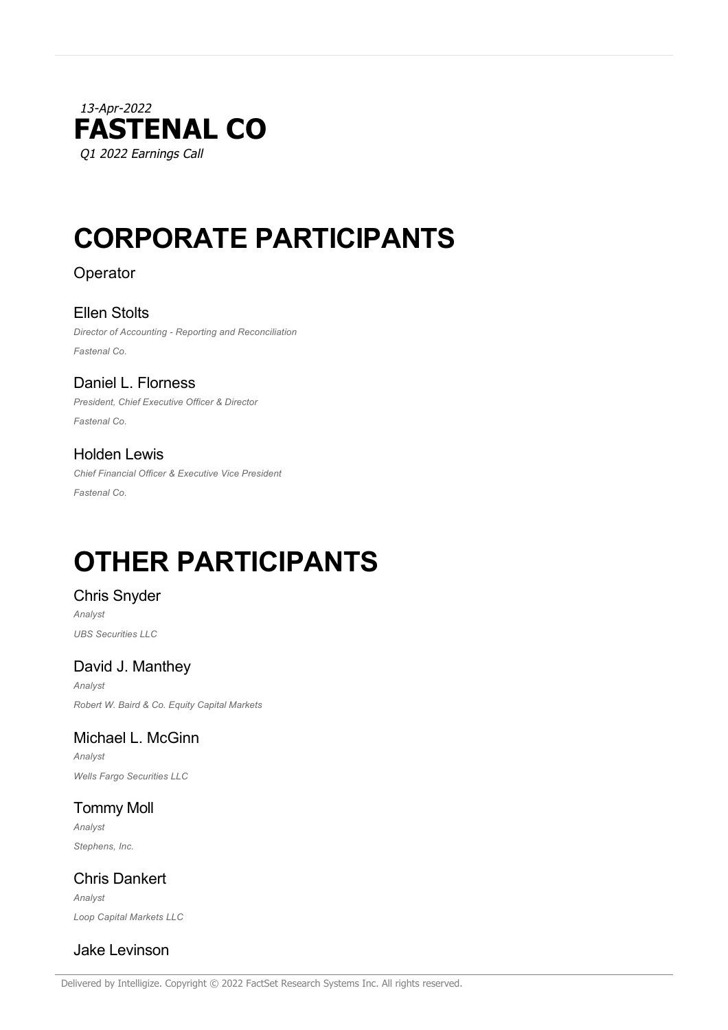*13-Apr-2022*

**FASTENAL CO**

*Q1 2022 Earnings Call*

# CORPORATE PARTICIPANTS

Operator

Ellen Stolts

*Director of Accounting - Reporting and Reconciliation*

*Fastenal Co.*

Daniel L. Florness

*President, Chief Executive Officer & Director*

*Fastenal Co.*

Holden Lewis

*Chief Financial Officer & Executive Vice President*

*Fastenal Co.*

# OTHER PARTICIPANTS

Chris Snyder

*Analyst*

*UBS Securities LLC*

David J. Manthey

*Analyst*

*Robert W. Baird & Co. Equity Capital Markets*

Michael L. McGinn

*Analyst*

*Wells Fargo Securities LLC*

Tommy Moll

*Analyst*

*Stephens, Inc.*

Chris Dankert

*Analyst*

*Loop Capital Markets LLC*

Jake Levinson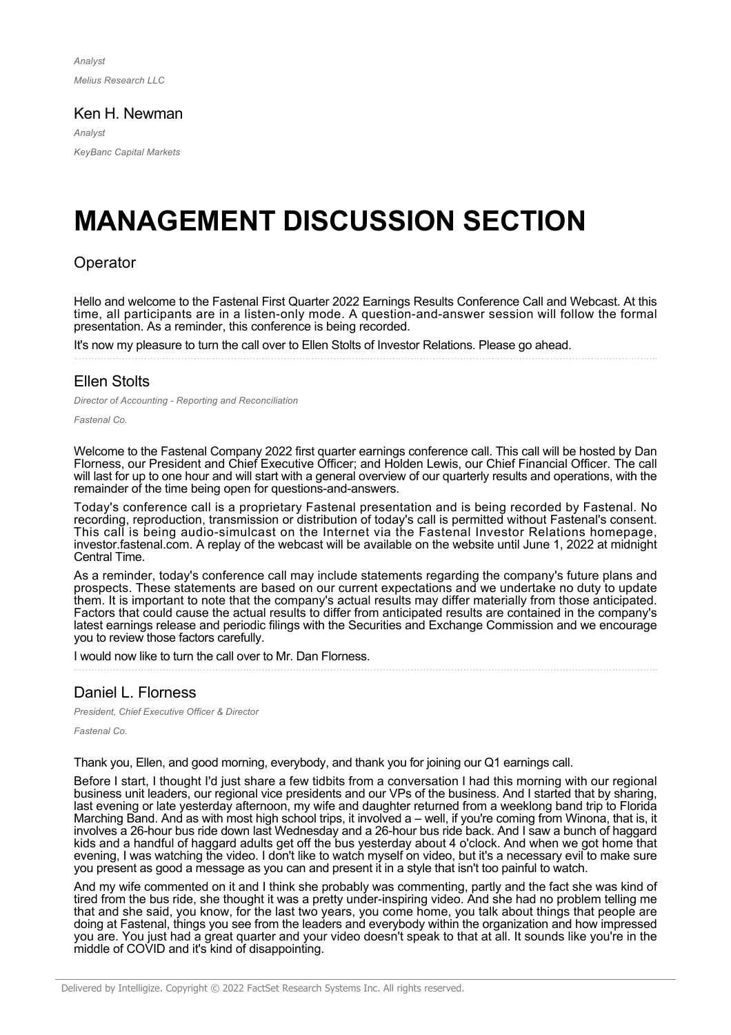*Analyst*

*Melius Research LLC*

## Ken H. Newman

*Analyst*

*KeyBanc Capital Markets*

# MANAGEMENT DISCUSSION SECTION

## Operator

Hello and welcome to the Fastenal First Quarter 2022 Earnings Results Conference Call and Webcast. At this time, all participants are in a listen-only mode. A question-and-answer session will follow the formal presentation. As a reminder, this conference is being recorded.

It's now my pleasure to turn the call over to Ellen Stolts of Investor Relations. Please go ahead.

## Ellen Stolts

*Director of Accounting - Reporting and Reconciliation*

*Fastenal Co.*

Welcome to the Fastenal Company 2022 first quarter earnings conference call. This call will be hosted by Dan Florness, our President and Chief Executive Officer; and Holden Lewis, our Chief Financial Officer. The call will last for up to one hour and will start with a general overview of our quarterly results and operations, with the remainder of the time being open for questions-and-answers.

Today's conference call is a proprietary Fastenal presentation and is being recorded by Fastenal. No recording, reproduction, transmission or distribution of today's call is permitted without Fastenal's consent. This call is being audio-simulcast on the Internet via the Fastenal Investor Relations homepage, investor.fastenal.com. A replay of the webcast will be available on the website until June 1, 2022 at midnight Central Time.

As a reminder, today's conference call may include statements regarding the company's future plans and prospects. These statements are based on our current expectations and we undertake no duty to update them. It is important to note that the company's actual results may differ materially from those anticipated. Factors that could cause the actual results to differ from anticipated results are contained in the company's latest earnings release and periodic filings with the Securities and Exchange Commission and we encourage you to review those factors carefully.

I would now like to turn the call over to Mr. Dan Florness.

## Daniel L. Florness

*President, Chief Executive Officer & Director*

*Fastenal Co.*

Thank you, Ellen, and good morning, everybody, and thank you for joining our Q1 earnings call.

Before I start, I thought I'd just share a few tidbits from a conversation I had this morning with our regional business unit leaders, our regional vice presidents and our VPs of the business. And I started that by sharing, last evening or late yesterday afternoon, my wife and daughter returned from a weeklong band trip to Florida Marching Band. And as with most high school trips, it involved a – well, if you're coming from Winona, that is, it involves a 26-hour bus ride down last Wednesday and a 26-hour bus ride back. And I saw a bunch of haggard kids and a handful of haggard adults get off the bus yesterday about 4 o'clock. And when we got home that evening, I was watching the video. I don't like to watch myself on video, but it's a necessary evil to make sure you present as good a message as you can and present it in a style that isn't too painful to watch.

And my wife commented on it and I think she probably was commenting, partly and the fact she was kind of tired from the bus ride, she thought it was a pretty under-inspiring video. And she had no problem telling me that and she said, you know, for the last two years, you come home, you talk about things that people are doing at Fastenal, things you see from the leaders and everybody within the organization and how impressed you are. You just had a great quarter and your video doesn't speak to that at all. It sounds like you're in the middle of COVID and it's kind of disappointing.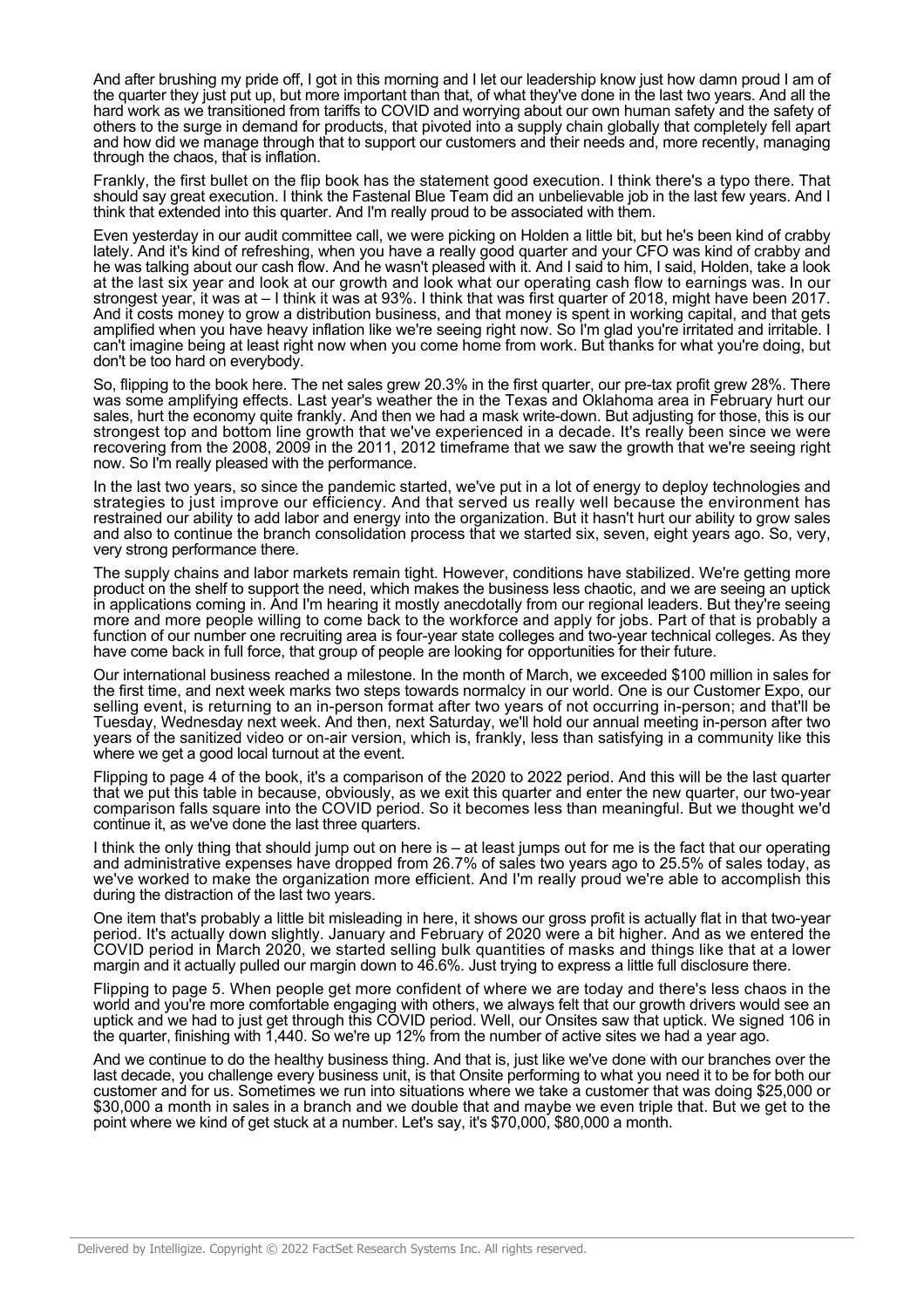And after brushing my pride off, I got in this morning and I let our leadership know just how damn proud I am of the quarter they just put up, but more important than that, of what they've done in the last two years. And all the hard work as we transitioned from tariffs to COVID and worrying about our own human safety and the safety of others to the surge in demand for products, that pivoted into a supply chain globally that completely fell apart and how did we manage through that to support our customers and their needs and, more recently, managing through the chaos, that is inflation.

Frankly, the first bullet on the flip book has the statement good execution. I think there's a typo there. That should say great execution. I think the Fastenal Blue Team did an unbelievable job in the last few years. And I think that extended into this quarter. And I'm really proud to be associated with them.

Even yesterday in our audit committee call, we were picking on Holden a little bit, but he's been kind of crabby lately. And it's kind of refreshing, when you have a really good quarter and your CFO was kind of crabby and he was talking about our cash flow. And he wasn't pleased with it. And I said to him, I said, Holden, take a look at the last six year and look at our growth and look what our operating cash flow to earnings was. In our strongest year, it was at – I think it was at 93%. I think that was first quarter of 2018, might have been 2017. And it costs money to grow a distribution business, and that money is spent in working capital, and that gets amplified when you have heavy inflation like we're seeing right now. So I'm glad you're irritated and irritable. I can't imagine being at least right now when you come home from work. But thanks for what you're doing, but don't be too hard on everybody.

So, flipping to the book here. The net sales grew 20.3% in the first quarter, our pre-tax profit grew 28%. There was some amplifying effects. Last year's weather the in the Texas and Oklahoma area in February hurt our sales, hurt the economy quite frankly. And then we had a mask write-down. But adjusting for those, this is our strongest top and bottom line growth that we've experienced in a decade. It's really been since we were recovering from the 2008, 2009 in the 2011, 2012 timeframe that we saw the growth that we're seeing right now. So I'm really pleased with the performance.

In the last two years, so since the pandemic started, we've put in a lot of energy to deploy technologies and strategies to just improve our efficiency. And that served us really well because the environment has restrained our ability to add labor and energy into the organization. But it hasn't hurt our ability to grow sales and also to continue the branch consolidation process that we started six, seven, eight years ago. So, very, very strong performance there.

The supply chains and labor markets remain tight. However, conditions have stabilized. We're getting more product on the shelf to support the need, which makes the business less chaotic, and we are seeing an uptick in applications coming in. And I'm hearing it mostly anecdotally from our regional leaders. But they're seeing more and more people willing to come back to the workforce and apply for jobs. Part of that is probably a function of our number one recruiting area is four-year state colleges and two-year technical colleges. As they have come back in full force, that group of people are looking for opportunities for their future.

Our international business reached a milestone. In the month of March, we exceeded $100 million in sales for the first time, and next week marks two steps towards normalcy in our world. One is our Customer Expo, our selling event, is returning to an in-person format after two years of not occurring in-person; and that'll be Tuesday, Wednesday next week. And then, next Saturday, we'll hold our annual meeting in-person after two years of the sanitized video or on-air version, which is, frankly, less than satisfying in a community like this where we get a good local turnout at the event.

Flipping to page 4 of the book, it's a comparison of the 2020 to 2022 period. And this will be the last quarter that we put this table in because, obviously, as we exit this quarter and enter the new quarter, our two-year comparison falls square into the COVID period. So it becomes less than meaningful. But we thought we'd continue it, as we've done the last three quarters.

I think the only thing that should jump out on here is – at least jumps out for me is the fact that our operating and administrative expenses have dropped from 26.7% of sales two years ago to 25.5% of sales today, as we've worked to make the organization more efficient. And I'm really proud we're able to accomplish this during the distraction of the last two years.

One item that's probably a little bit misleading in here, it shows our gross profit is actually flat in that two-year period. It's actually down slightly. January and February of 2020 were a bit higher. And as we entered the COVID period in March 2020, we started selling bulk quantities of masks and things like that at a lower margin and it actually pulled our margin down to 46.6%. Just trying to express a little full disclosure there.

Flipping to page 5. When people get more confident of where we are today and there's less chaos in the world and you're more comfortable engaging with others, we always felt that our growth drivers would see an uptick and we had to just get through this COVID period. Well, our Onsites saw that uptick. We signed 106 in the quarter, finishing with 1,440. So we're up 12% from the number of active sites we had a year ago.

And we continue to do the healthy business thing. And that is, just like we've done with our branches over the last decade, you challenge every business unit, is that Onsite performing to what you need it to be for both our customer and for us. Sometimes we run into situations where we take a customer that was doing $25,000 or $30,000 a month in sales in a branch and we double that and maybe we even triple that. But we get to the point where we kind of get stuck at a number. Let's say, it's $70,000, $80,000 a month.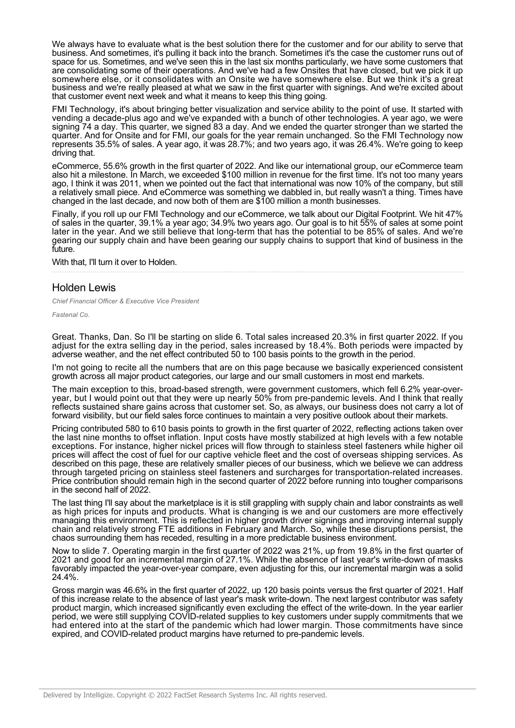We always have to evaluate what is the best solution there for the customer and for our ability to serve that business. And sometimes, it's pulling it back into the branch. Sometimes it's the case the customer runs out of space for us. Sometimes, and we've seen this in the last six months particularly, we have some customers that are consolidating some of their operations. And we've had a few Onsites that have closed, but we pick it up somewhere else, or it consolidates with an Onsite we have somewhere else. But we think it's a great business and we're really pleased at what we saw in the first quarter with signings. And we're excited about that customer event next week and what it means to keep this thing going.

FMI Technology, it's about bringing better visualization and service ability to the point of use. It started with vending a decade-plus ago and we've expanded with a bunch of other technologies. A year ago, we were signing 74 a day. This quarter, we signed 83 a day. And we ended the quarter stronger than we started the quarter. And for Onsite and for FMI, our goals for the year remain unchanged. So the FMI Technology now represents 35.5% of sales. A year ago, it was 28.7%; and two years ago, it was 26.4%. We're going to keep driving that.

eCommerce, 55.6% growth in the first quarter of 2022. And like our international group, our eCommerce team also hit a milestone. In March, we exceeded $100 million in revenue for the first time. It's not too many years ago, I think it was 2011, when we pointed out the fact that international was now 10% of the company, but still a relatively small piece. And eCommerce was something we dabbled in, but really wasn't a thing. Times have changed in the last decade, and now both of them are $100 million a month businesses.

Finally, if you roll up our FMI Technology and our eCommerce, we talk about our Digital Footprint. We hit 47% of sales in the quarter, 39.1% a year ago; 34.9% two years ago. Our goal is to hit 55% of sales at some point later in the year. And we still believe that long-term that has the potential to be 85% of sales. And we're gearing our supply chain and have been gearing our supply chains to support that kind of business in the future.

With that, I'll turn it over to Holden.

## Holden Lewis

*Chief Financial Officer & Executive Vice President*

*Fastenal Co.*

Great. Thanks, Dan. So I'll be starting on slide 6. Total sales increased 20.3% in first quarter 2022. If you adjust for the extra selling day in the period, sales increased by 18.4%. Both periods were impacted by adverse weather, and the net effect contributed 50 to 100 basis points to the growth in the period.

I'm not going to recite all the numbers that are on this page because we basically experienced consistent growth across all major product categories, our large and our small customers in most end markets.

The main exception to this, broad-based strength, were government customers, which fell 6.2% year-over-year, but I would point out that they were up nearly 50% from pre-pandemic levels. And I think that really reflects sustained share gains across that customer set. So, as always, our business does not carry a lot of forward visibility, but our field sales force continues to maintain a very positive outlook about their markets.

Pricing contributed 580 to 610 basis points to growth in the first quarter of 2022, reflecting actions taken over the last nine months to offset inflation. Input costs have mostly stabilized at high levels with a few notable exceptions. For instance, higher nickel prices will flow through to stainless steel fasteners while higher oil prices will affect the cost of fuel for our captive vehicle fleet and the cost of overseas shipping services. As described on this page, these are relatively smaller pieces of our business, which we believe we can address through targeted pricing on stainless steel fasteners and surcharges for transportation-related increases. Price contribution should remain high in the second quarter of 2022 before running into tougher comparisons in the second half of 2022.

The last thing I'll say about the marketplace is it is still grappling with supply chain and labor constraints as well as high prices for inputs and products. What is changing is we and our customers are more effectively managing this environment. This is reflected in higher growth driver signings and improving internal supply chain and relatively strong FTE additions in February and March. So, while these disruptions persist, the chaos surrounding them has receded, resulting in a more predictable business environment.

Now to slide 7. Operating margin in the first quarter of 2022 was 21%, up from 19.8% in the first quarter of 2021 and good for an incremental margin of 27.1%. While the absence of last year's write-down of masks favorably impacted the year-over-year compare, even adjusting for this, our incremental margin was a solid 24.4%.

Gross margin was 46.6% in the first quarter of 2022, up 120 basis points versus the first quarter of 2021. Half of this increase relate to the absence of last year's mask write-down. The next largest contributor was safety product margin, which increased significantly even excluding the effect of the write-down. In the year earlier period, we were still supplying COVID-related supplies to key customers under supply commitments that we had entered into at the start of the pandemic which had lower margin. Those commitments have since expired, and COVID-related product margins have returned to pre-pandemic levels.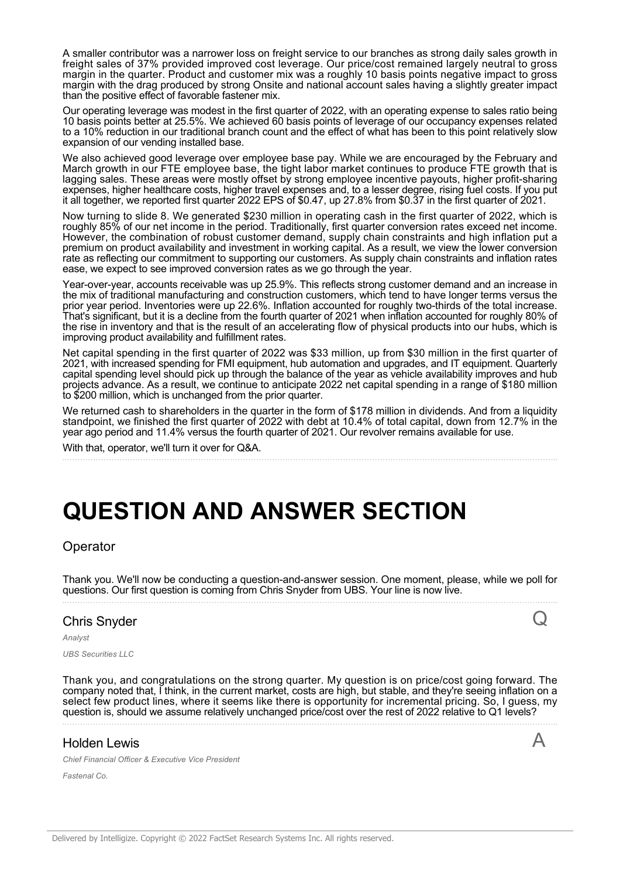A smaller contributor was a narrower loss on freight service to our branches as strong daily sales growth in freight sales of 37% provided improved cost leverage. Our price/cost remained largely neutral to gross margin in the quarter. Product and customer mix was a roughly 10 basis points negative impact to gross margin with the drag produced by strong Onsite and national account sales having a slightly greater impact than the positive effect of favorable fastener mix.

Our operating leverage was modest in the first quarter of 2022, with an operating expense to sales ratio being 10 basis points better at 25.5%. We achieved 60 basis points of leverage of our occupancy expenses related to a 10% reduction in our traditional branch count and the effect of what has been to this point relatively slow expansion of our vending installed base.

We also achieved good leverage over employee base pay. While we are encouraged by the February and March growth in our FTE employee base, the tight labor market continues to produce FTE growth that is lagging sales. These areas were mostly offset by strong employee incentive payouts, higher profit-sharing expenses, higher healthcare costs, higher travel expenses and, to a lesser degree, rising fuel costs. If you put it all together, we reported first quarter 2022 EPS of $0.47, up 27.8% from $0.37 in the first quarter of 2021.

Now turning to slide 8. We generated $230 million in operating cash in the first quarter of 2022, which is roughly 85% of our net income in the period. Traditionally, first quarter conversion rates exceed net income. However, the combination of robust customer demand, supply chain constraints and high inflation put a premium on product availability and investment in working capital. As a result, we view the lower conversion rate as reflecting our commitment to supporting our customers. As supply chain constraints and inflation rates ease, we expect to see improved conversion rates as we go through the year.

Year-over-year, accounts receivable was up 25.9%. This reflects strong customer demand and an increase in the mix of traditional manufacturing and construction customers, which tend to have longer terms versus the prior year period. Inventories were up 22.6%. Inflation accounted for roughly two-thirds of the total increase. That's significant, but it is a decline from the fourth quarter of 2021 when inflation accounted for roughly 80% of the rise in inventory and that is the result of an accelerating flow of physical products into our hubs, which is improving product availability and fulfillment rates.

Net capital spending in the first quarter of 2022 was $33 million, up from $30 million in the first quarter of 2021, with increased spending for FMI equipment, hub automation and upgrades, and IT equipment. Quarterly capital spending level should pick up through the balance of the year as vehicle availability improves and hub projects advance. As a result, we continue to anticipate 2022 net capital spending in a range of $180 million to $200 million, which is unchanged from the prior quarter.

We returned cash to shareholders in the quarter in the form of $178 million in dividends. And from a liquidity standpoint, we finished the first quarter of 2022 with debt at 10.4% of total capital, down from 12.7% in the year ago period and 11.4% versus the fourth quarter of 2021. Our revolver remains available for use.

With that, operator, we'll turn it over for Q&A.

# QUESTION AND ANSWER SECTION

### Operator

Thank you. We'll now be conducting a question-and-answer session. One moment, please, while we poll for questions. Our first question is coming from Chris Snyder from UBS. Your line is now live.

### Chris Snyder

*Analyst*

*UBS Securities LLC*

Q

Thank you, and congratulations on the strong quarter. My question is on price/cost going forward. The company noted that, I think, in the current market, costs are high, but stable, and they're seeing inflation on a select few product lines, where it seems like there is opportunity for incremental pricing. So, I guess, my question is, should we assume relatively unchanged price/cost over the rest of 2022 relative to Q1 levels?

### Holden Lewis

*Chief Financial Officer & Executive Vice President*

*Fastenal Co.*

A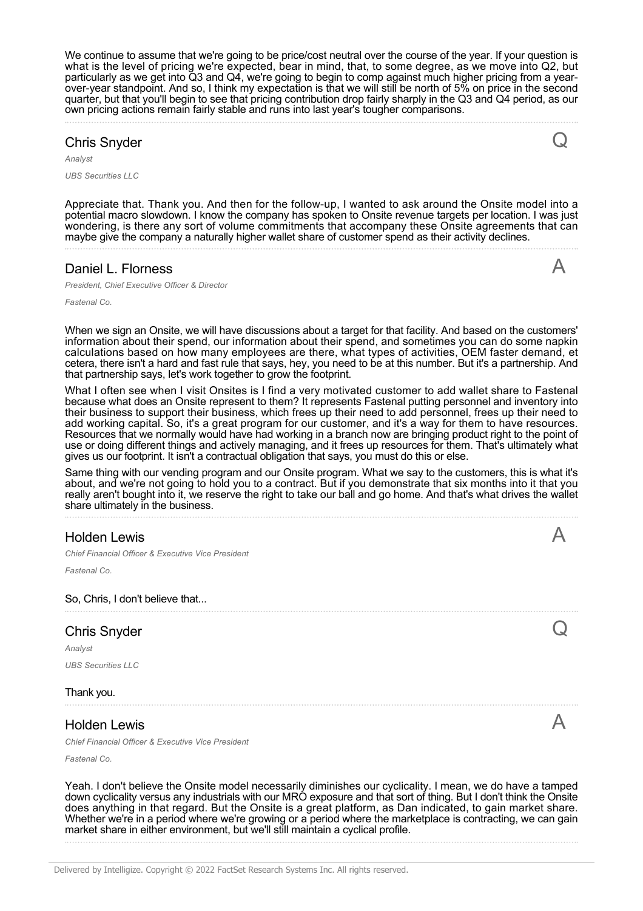We continue to assume that we're going to be price/cost neutral over the course of the year. If your question is what is the level of pricing we're expected, bear in mind, that, to some degree, as we move into Q2, but particularly as we get into Q3 and Q4, we're going to begin to comp against much higher pricing from a year-over-year standpoint. And so, I think my expectation is that we will still be north of 5% on price in the second quarter, but that you'll begin to see that pricing contribution drop fairly sharply in the Q3 and Q4 period, as our own pricing actions remain fairly stable and runs into last year's tougher comparisons.

---

## Chris Snyder — Q

*Analyst*

*UBS Securities LLC*

Appreciate that. Thank you. And then for the follow-up, I wanted to ask around the Onsite model into a potential macro slowdown. I know the company has spoken to Onsite revenue targets per location. I was just wondering, is there any sort of volume commitments that accompany these Onsite agreements that can maybe give the company a naturally higher wallet share of customer spend as their activity declines.

---

## Daniel L. Florness — A

*President, Chief Executive Officer & Director*

*Fastenal Co.*

When we sign an Onsite, we will have discussions about a target for that facility. And based on the customers' information about their spend, our information about their spend, and sometimes you can do some napkin calculations based on how many employees are there, what types of activities, OEM faster demand, et cetera, there isn't a hard and fast rule that says, hey, you need to be at this number. But it's a partnership. And that partnership says, let's work together to grow the footprint.

What I often see when I visit Onsites is I find a very motivated customer to add wallet share to Fastenal because what does an Onsite represent to them? It represents Fastenal putting personnel and inventory into their business to support their business, which frees up their need to add personnel, frees up their need to add working capital. So, it's a great program for our customer, and it's a way for them to have resources. Resources that we normally would have had working in a branch now are bringing product right to the point of use or doing different things and actively managing, and it frees up resources for them. That's ultimately what gives us our footprint. It isn't a contractual obligation that says, you must do this or else.

Same thing with our vending program and our Onsite program. What we say to the customers, this is what it's about, and we're not going to hold you to a contract. But if you demonstrate that six months into it that you really aren't bought into it, we reserve the right to take our ball and go home. And that's what drives the wallet share ultimately in the business.

---

## Holden Lewis — A

*Chief Financial Officer & Executive Vice President*

*Fastenal Co.*

So, Chris, I don't believe that...

---

## Chris Snyder — Q

*Analyst*

*UBS Securities LLC*

Thank you.

---

## Holden Lewis — A

*Chief Financial Officer & Executive Vice President*

*Fastenal Co.*

Yeah. I don't believe the Onsite model necessarily diminishes our cyclicality. I mean, we do have a tamped down cyclicality versus any industrials with our MRO exposure and that sort of thing. But I don't think the Onsite does anything in that regard. But the Onsite is a great platform, as Dan indicated, to gain market share. Whether we're in a period where we're growing or a period where the marketplace is contracting, we can gain market share in either environment, but we'll still maintain a cyclical profile.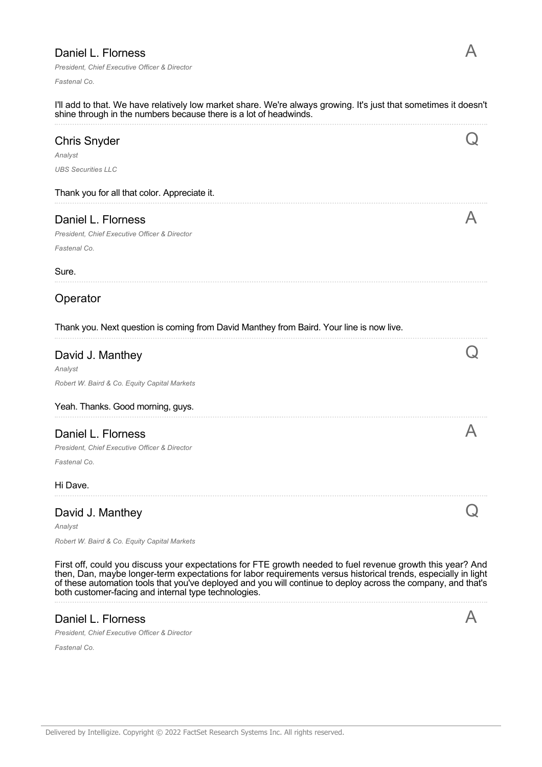**Daniel L. Florness**
*President, Chief Executive Officer & Director*
*Fastenal Co.*

A

I'll add to that. We have relatively low market share. We're always growing. It's just that sometimes it doesn't shine through in the numbers because there is a lot of headwinds.

---

**Chris Snyder**
*Analyst*
*UBS Securities LLC*

Q

Thank you for all that color. Appreciate it.

---

**Daniel L. Florness**
*President, Chief Executive Officer & Director*
*Fastenal Co.*

A

Sure.

---

**Operator**

Thank you. Next question is coming from David Manthey from Baird. Your line is now live.

---

**David J. Manthey**
*Analyst*
*Robert W. Baird & Co. Equity Capital Markets*

Q

Yeah. Thanks. Good morning, guys.

---

**Daniel L. Florness**
*President, Chief Executive Officer & Director*
*Fastenal Co.*

A

Hi Dave.

---

**David J. Manthey**
*Analyst*
*Robert W. Baird & Co. Equity Capital Markets*

Q

First off, could you discuss your expectations for FTE growth needed to fuel revenue growth this year? And then, Dan, maybe longer-term expectations for labor requirements versus historical trends, especially in light of these automation tools that you've deployed and you will continue to deploy across the company, and that's both customer-facing and internal type technologies.

---

**Daniel L. Florness**
*President, Chief Executive Officer & Director*
*Fastenal Co.*

A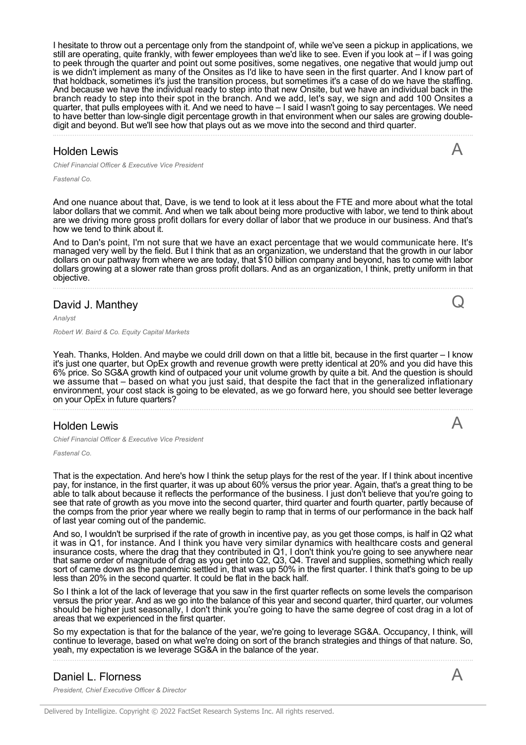I hesitate to throw out a percentage only from the standpoint of, while we've seen a pickup in applications, we still are operating, quite frankly, with fewer employees than we'd like to see. Even if you look at – if I was going to peek through the quarter and point out some positives, some negatives, one negative that would jump out is we didn't implement as many of the Onsites as I'd like to have seen in the first quarter. And I know part of that holdback, sometimes it's just the transition process, but sometimes it's a case of do we have the staffing. And because we have the individual ready to step into that new Onsite, but we have an individual back in the branch ready to step into their spot in the branch. And we add, let's say, we sign and add 100 Onsites a quarter, that pulls employees with it. And we need to have – I said I wasn't going to say percentages. We need to have better than low-single digit percentage growth in that environment when our sales are growing double-digit and beyond. But we'll see how that plays out as we move into the second and third quarter.

## Holden Lewis

*Chief Financial Officer & Executive Vice President*

*Fastenal Co.*

A

And one nuance about that, Dave, is we tend to look at it less about the FTE and more about what the total labor dollars that we commit. And when we talk about being more productive with labor, we tend to think about are we driving more gross profit dollars for every dollar of labor that we produce in our business. And that's how we tend to think about it.

And to Dan's point, I'm not sure that we have an exact percentage that we would communicate here. It's managed very well by the field. But I think that as an organization, we understand that the growth in our labor dollars on our pathway from where we are today, that $10 billion company and beyond, has to come with labor dollars growing at a slower rate than gross profit dollars. And as an organization, I think, pretty uniform in that objective.

## David J. Manthey

*Analyst*

*Robert W. Baird & Co. Equity Capital Markets*

Q

Yeah. Thanks, Holden. And maybe we could drill down on that a little bit, because in the first quarter – I know it's just one quarter, but OpEx growth and revenue growth were pretty identical at 20% and you did have this 6% price. So SG&A growth kind of outpaced your unit volume growth by quite a bit. And the question is should we assume that – based on what you just said, that despite the fact that in the generalized inflationary environment, your cost stack is going to be elevated, as we go forward here, you should see better leverage on your OpEx in future quarters?

## Holden Lewis

*Chief Financial Officer & Executive Vice President*

*Fastenal Co.*

A

That is the expectation. And here's how I think the setup plays for the rest of the year. If I think about incentive pay, for instance, in the first quarter, it was up about 60% versus the prior year. Again, that's a great thing to be able to talk about because it reflects the performance of the business. I just don't believe that you're going to see that rate of growth as you move into the second quarter, third quarter and fourth quarter, partly because of the comps from the prior year where we really begin to ramp that in terms of our performance in the back half of last year coming out of the pandemic.

And so, I wouldn't be surprised if the rate of growth in incentive pay, as you get those comps, is half in Q2 what it was in Q1, for instance. And I think you have very similar dynamics with healthcare costs and general insurance costs, where the drag that they contributed in Q1, I don't think you're going to see anywhere near that same order of magnitude of drag as you get into Q2, Q3, Q4. Travel and supplies, something which really sort of came down as the pandemic settled in, that was up 50% in the first quarter. I think that's going to be up less than 20% in the second quarter. It could be flat in the back half.

So I think a lot of the lack of leverage that you saw in the first quarter reflects on some levels the comparison versus the prior year. And as we go into the balance of this year and second quarter, third quarter, our volumes should be higher just seasonally, I don't think you're going to have the same degree of cost drag in a lot of areas that we experienced in the first quarter.

So my expectation is that for the balance of the year, we're going to leverage SG&A. Occupancy, I think, will continue to leverage, based on what we're doing on sort of the branch strategies and things of that nature. So, yeah, my expectation is we leverage SG&A in the balance of the year.

## Daniel L. Florness

*President, Chief Executive Officer & Director*

A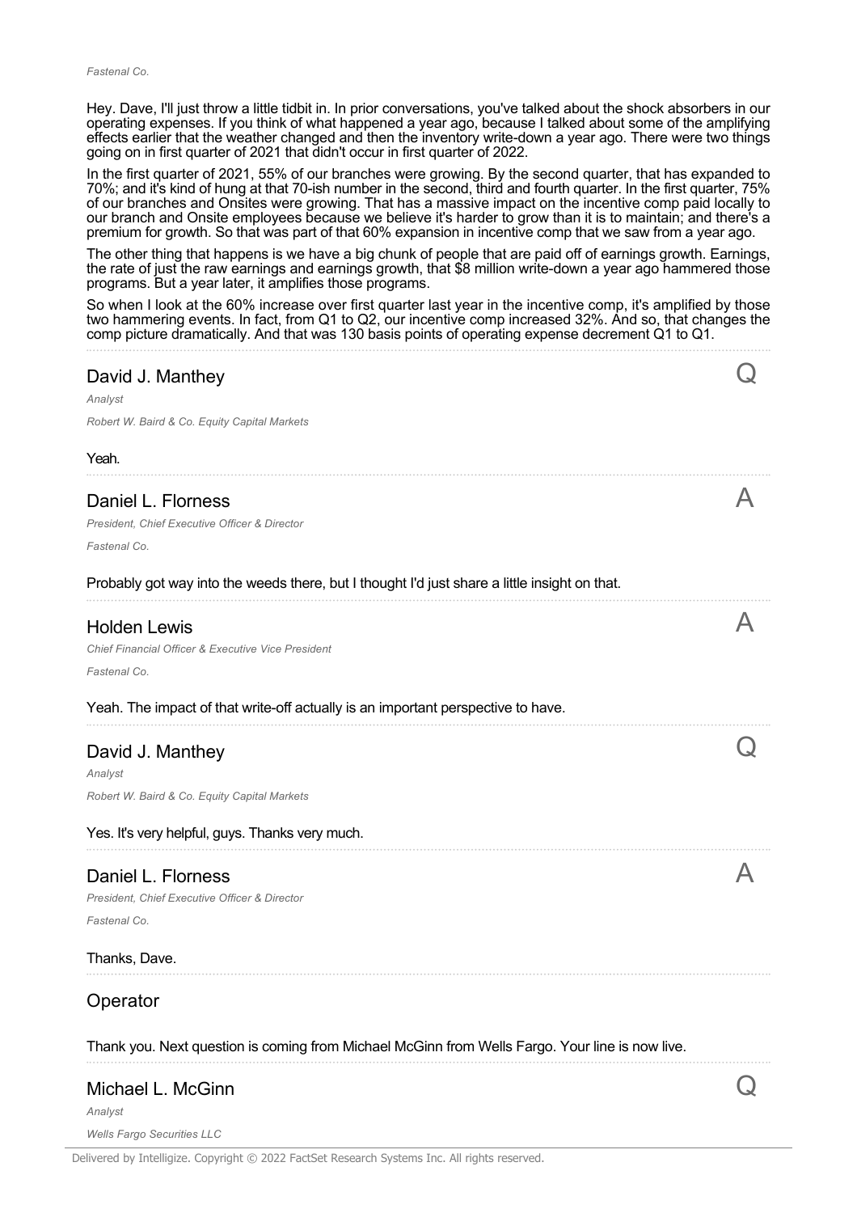Hey. Dave, I'll just throw a little tidbit in. In prior conversations, you've talked about the shock absorbers in our operating expenses. If you think of what happened a year ago, because I talked about some of the amplifying effects earlier that the weather changed and then the inventory write-down a year ago. There were two things going on in first quarter of 2021 that didn't occur in first quarter of 2022.

In the first quarter of 2021, 55% of our branches were growing. By the second quarter, that has expanded to 70%; and it's kind of hung at that 70-ish number in the second, third and fourth quarter. In the first quarter, 75% of our branches and Onsites were growing. That has a massive impact on the incentive comp paid locally to our branch and Onsite employees because we believe it's harder to grow than it is to maintain; and there's a premium for growth. So that was part of that 60% expansion in incentive comp that we saw from a year ago.

The other thing that happens is we have a big chunk of people that are paid off of earnings growth. Earnings, the rate of just the raw earnings and earnings growth, that $8 million write-down a year ago hammered those programs. But a year later, it amplifies those programs.

So when I look at the 60% increase over first quarter last year in the incentive comp, it's amplified by those two hammering events. In fact, from Q1 to Q2, our incentive comp increased 32%. And so, that changes the comp picture dramatically. And that was 130 basis points of operating expense decrement Q1 to Q1.

---

## David J. Manthey — Q

*Analyst*

*Robert W. Baird & Co. Equity Capital Markets*

Yeah.

---

## Daniel L. Florness — A

*President, Chief Executive Officer & Director*

*Fastenal Co.*

Probably got way into the weeds there, but I thought I'd just share a little insight on that.

---

## Holden Lewis — A

*Chief Financial Officer & Executive Vice President*

*Fastenal Co.*

Yeah. The impact of that write-off actually is an important perspective to have.

---

## David J. Manthey — Q

*Analyst*

*Robert W. Baird & Co. Equity Capital Markets*

Yes. It's very helpful, guys. Thanks very much.

---

## Daniel L. Florness — A

*President, Chief Executive Officer & Director*

*Fastenal Co.*

Thanks, Dave.

---

## Operator

Thank you. Next question is coming from Michael McGinn from Wells Fargo. Your line is now live.

---

## Michael L. McGinn — Q

*Analyst*

*Wells Fargo Securities LLC*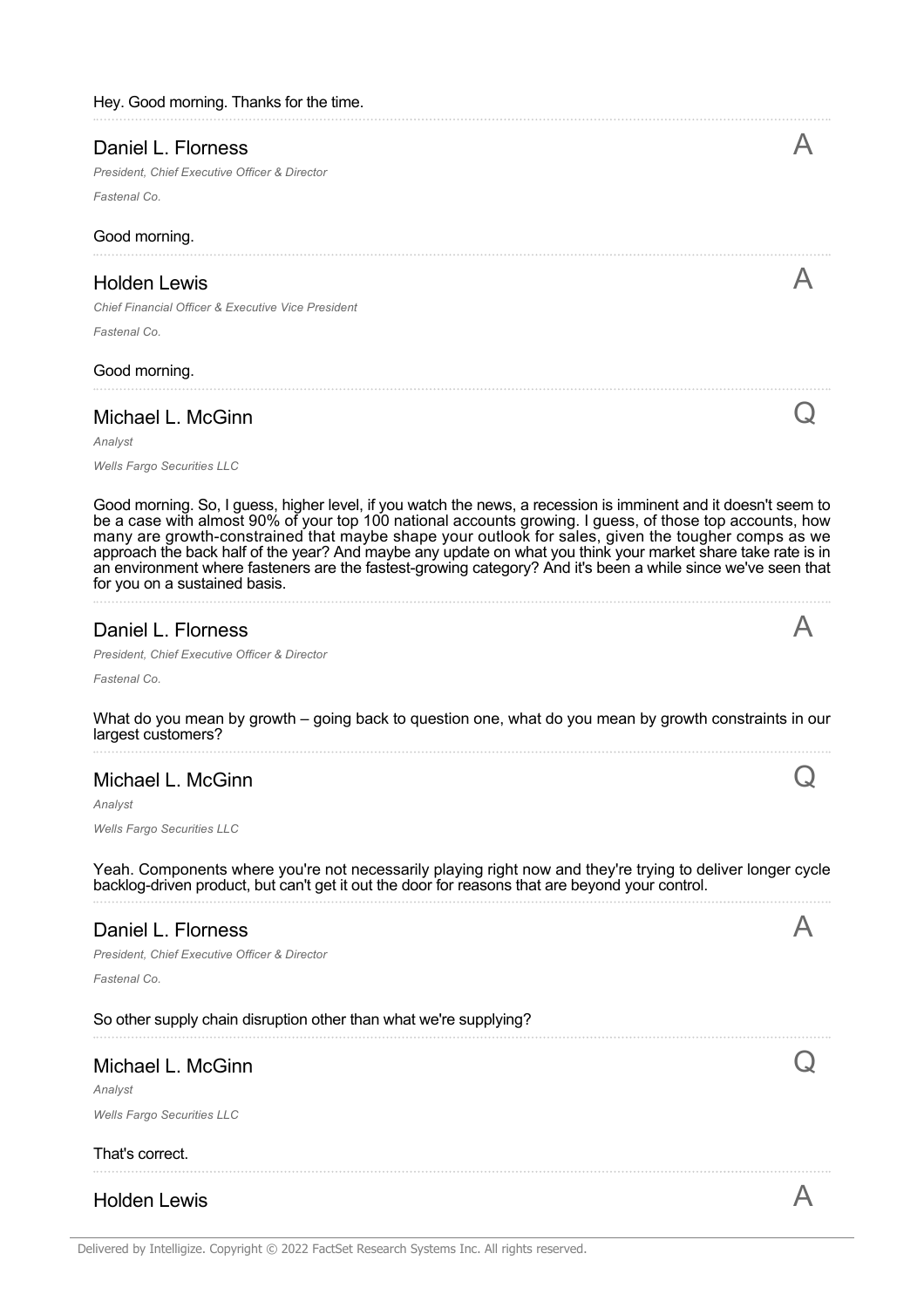Hey. Good morning. Thanks for the time.

### Daniel L. Florness

*President, Chief Executive Officer & Director*

*Fastenal Co.*

A

Good morning.

### Holden Lewis

*Chief Financial Officer & Executive Vice President*

*Fastenal Co.*

A

Good morning.

### Michael L. McGinn

*Analyst*

*Wells Fargo Securities LLC*

Q

Good morning. So, I guess, higher level, if you watch the news, a recession is imminent and it doesn't seem to be a case with almost 90% of your top 100 national accounts growing. I guess, of those top accounts, how many are growth-constrained that maybe shape your outlook for sales, given the tougher comps as we approach the back half of the year? And maybe any update on what you think your market share take rate is in an environment where fasteners are the fastest-growing category? And it's been a while since we've seen that for you on a sustained basis.

### Daniel L. Florness

*President, Chief Executive Officer & Director*

*Fastenal Co.*

A

What do you mean by growth – going back to question one, what do you mean by growth constraints in our largest customers?

### Michael L. McGinn

*Analyst*

*Wells Fargo Securities LLC*

Q

Yeah. Components where you're not necessarily playing right now and they're trying to deliver longer cycle backlog-driven product, but can't get it out the door for reasons that are beyond your control.

### Daniel L. Florness

*President, Chief Executive Officer & Director*

*Fastenal Co.*

A

So other supply chain disruption other than what we're supplying?

### Michael L. McGinn

*Analyst*

*Wells Fargo Securities LLC*

Q

That's correct.

### Holden Lewis

A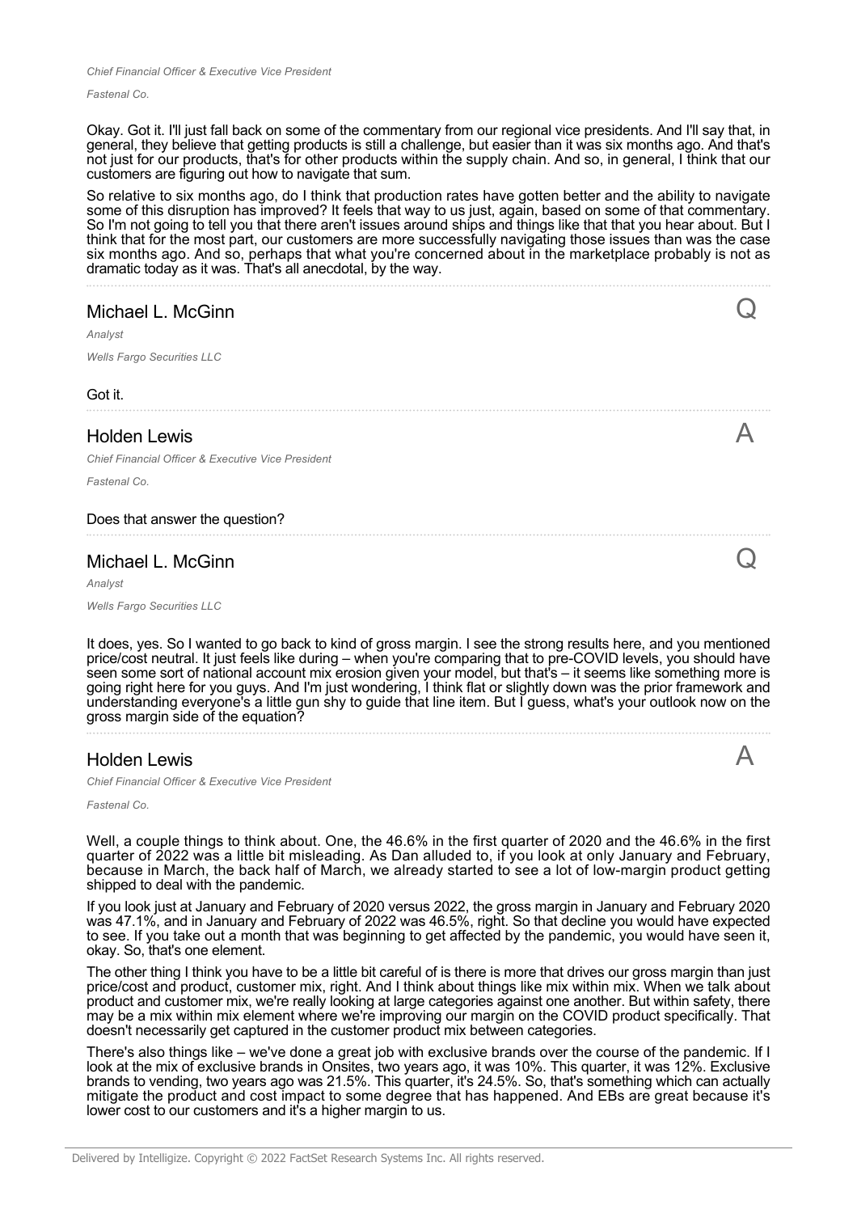*Chief Financial Officer & Executive Vice President*

*Fastenal Co.*

Okay. Got it. I'll just fall back on some of the commentary from our regional vice presidents. And I'll say that, in general, they believe that getting products is still a challenge, but easier than it was six months ago. And that's not just for our products, that's for other products within the supply chain. And so, in general, I think that our customers are figuring out how to navigate that sum.

So relative to six months ago, do I think that production rates have gotten better and the ability to navigate some of this disruption has improved? It feels that way to us just, again, based on some of that commentary. So I'm not going to tell you that there aren't issues around ships and things like that that you hear about. But I think that for the most part, our customers are more successfully navigating those issues than was the case six months ago. And so, perhaps that what you're concerned about in the marketplace probably is not as dramatic today as it was. That's all anecdotal, by the way.

## Michael L. McGinn — Q

*Analyst*

*Wells Fargo Securities LLC*

Got it.

## Holden Lewis — A

*Chief Financial Officer & Executive Vice President*

*Fastenal Co.*

Does that answer the question?

## Michael L. McGinn — Q

*Analyst*

*Wells Fargo Securities LLC*

It does, yes. So I wanted to go back to kind of gross margin. I see the strong results here, and you mentioned price/cost neutral. It just feels like during – when you're comparing that to pre-COVID levels, you should have seen some sort of national account mix erosion given your model, but that's – it seems like something more is going right here for you guys. And I'm just wondering, I think flat or slightly down was the prior framework and understanding everyone's a little gun shy to guide that line item. But I guess, what's your outlook now on the gross margin side of the equation?

## Holden Lewis — A

*Chief Financial Officer & Executive Vice President*

*Fastenal Co.*

Well, a couple things to think about. One, the 46.6% in the first quarter of 2020 and the 46.6% in the first quarter of 2022 was a little bit misleading. As Dan alluded to, if you look at only January and February, because in March, the back half of March, we already started to see a lot of low-margin product getting shipped to deal with the pandemic.

If you look just at January and February of 2020 versus 2022, the gross margin in January and February 2020 was 47.1%, and in January and February of 2022 was 46.5%, right. So that decline you would have expected to see. If you take out a month that was beginning to get affected by the pandemic, you would have seen it, okay. So, that's one element.

The other thing I think you have to be a little bit careful of is there is more that drives our gross margin than just price/cost and product, customer mix, right. And I think about things like mix within mix. When we talk about product and customer mix, we're really looking at large categories against one another. But within safety, there may be a mix within mix element where we're improving our margin on the COVID product specifically. That doesn't necessarily get captured in the customer product mix between categories.

There's also things like – we've done a great job with exclusive brands over the course of the pandemic. If I look at the mix of exclusive brands in Onsites, two years ago, it was 10%. This quarter, it was 12%. Exclusive brands to vending, two years ago was 21.5%. This quarter, it's 24.5%. So, that's something which can actually mitigate the product and cost impact to some degree that has happened. And EBs are great because it's lower cost to our customers and it's a higher margin to us.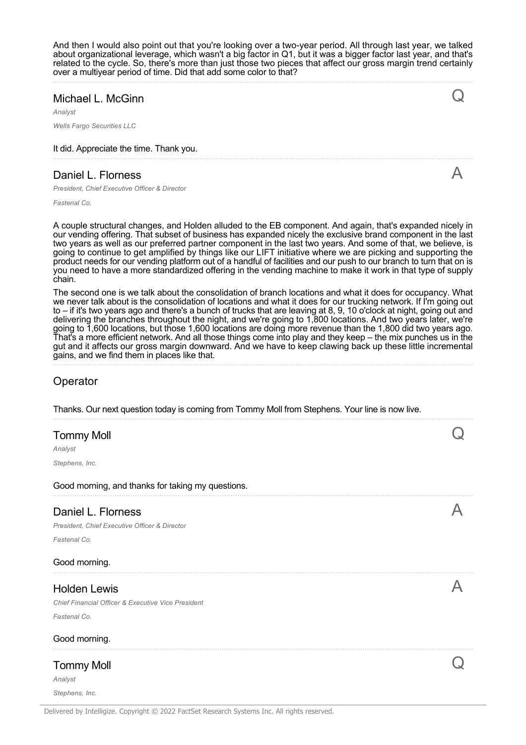And then I would also point out that you're looking over a two-year period. All through last year, we talked about organizational leverage, which wasn't a big factor in Q1, but it was a bigger factor last year, and that's related to the cycle. So, there's more than just those two pieces that affect our gross margin trend certainly over a multiyear period of time. Did that add some color to that?

## Michael L. McGinn — Q

*Analyst*

*Wells Fargo Securities LLC*

It did. Appreciate the time. Thank you.

## Daniel L. Florness — A

*President, Chief Executive Officer & Director*

*Fastenal Co.*

A couple structural changes, and Holden alluded to the EB component. And again, that's expanded nicely in our vending offering. That subset of business has expanded nicely the exclusive brand component in the last two years as well as our preferred partner component in the last two years. And some of that, we believe, is going to continue to get amplified by things like our LIFT initiative where we are picking and supporting the product needs for our vending platform out of a handful of facilities and our push to our branch to turn that on is you need to have a more standardized offering in the vending machine to make it work in that type of supply chain.

The second one is we talk about the consolidation of branch locations and what it does for occupancy. What we never talk about is the consolidation of locations and what it does for our trucking network. If I'm going out to – if it's two years ago and there's a bunch of trucks that are leaving at 8, 9, 10 o'clock at night, going out and delivering the branches throughout the night, and we're going to 1,800 locations. And two years later, we're going to 1,600 locations, but those 1,600 locations are doing more revenue than the 1,800 did two years ago. That's a more efficient network. And all those things come into play and they keep – the mix punches us in the gut and it affects our gross margin downward. And we have to keep clawing back up these little incremental gains, and we find them in places like that.

## Operator

Thanks. Our next question today is coming from Tommy Moll from Stephens. Your line is now live.

## Tommy Moll — Q

*Analyst*

*Stephens, Inc.*

Good morning, and thanks for taking my questions.

## Daniel L. Florness — A

*President, Chief Executive Officer & Director*

*Fastenal Co.*

Good morning.

## Holden Lewis — A

*Chief Financial Officer & Executive Vice President*

*Fastenal Co.*

Good morning.

## Tommy Moll — Q

*Analyst*

*Stephens, Inc.*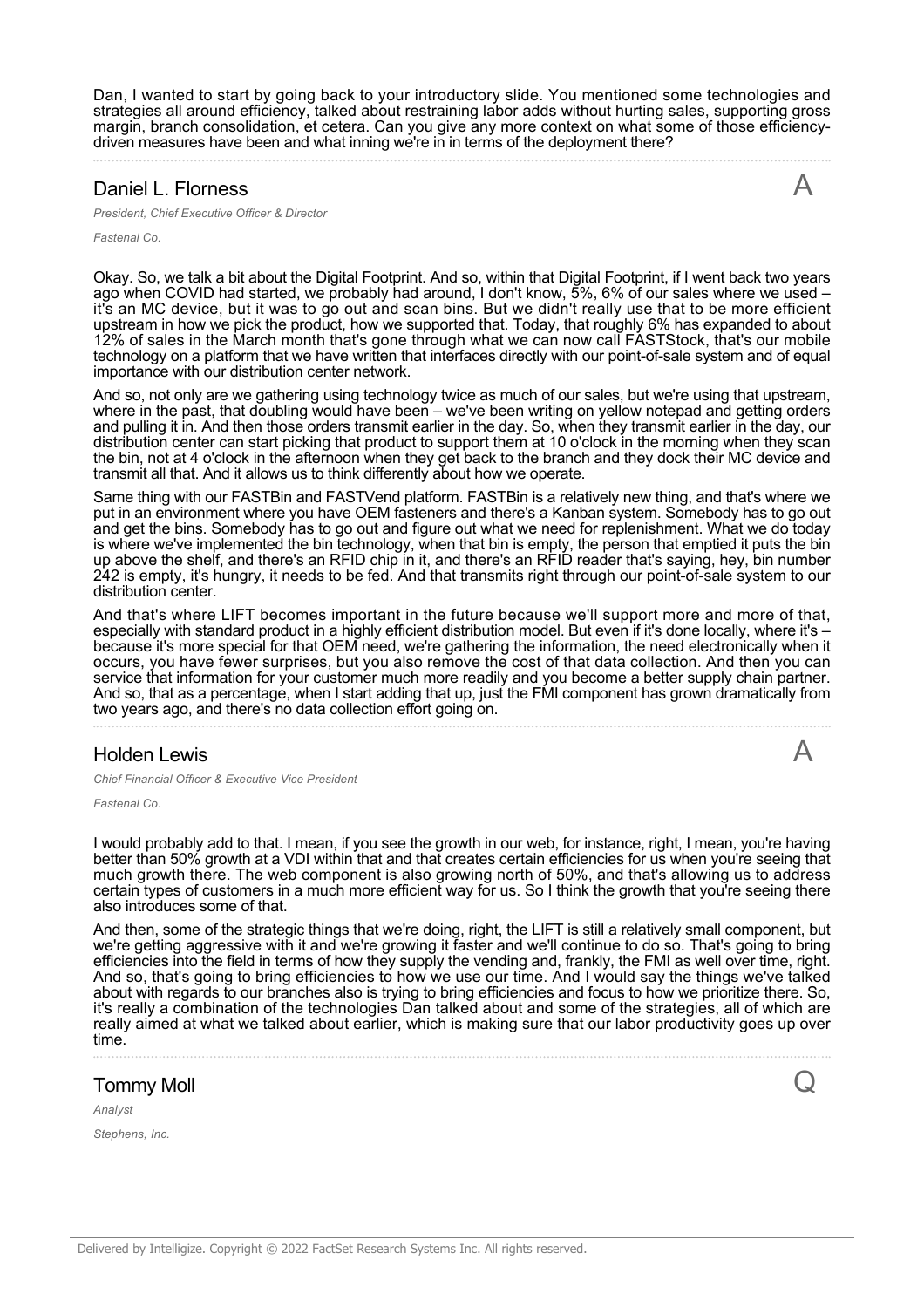Dan, I wanted to start by going back to your introductory slide. You mentioned some technologies and strategies all around efficiency, talked about restraining labor adds without hurting sales, supporting gross margin, branch consolidation, et cetera. Can you give any more context on what some of those efficiency-driven measures have been and what inning we're in in terms of the deployment there?

## Daniel L. Florness

A

*President, Chief Executive Officer & Director*

*Fastenal Co.*

Okay. So, we talk a bit about the Digital Footprint. And so, within that Digital Footprint, if I went back two years ago when COVID had started, we probably had around, I don't know, 5%, 6% of our sales where we used – it's an MC device, but it was to go out and scan bins. But we didn't really use that to be more efficient upstream in how we pick the product, how we supported that. Today, that roughly 6% has expanded to about 12% of sales in the March month that's gone through what we can now call FASTStock, that's our mobile technology on a platform that we have written that interfaces directly with our point-of-sale system and of equal importance with our distribution center network.

And so, not only are we gathering using technology twice as much of our sales, but we're using that upstream, where in the past, that doubling would have been – we've been writing on yellow notepad and getting orders and pulling it in. And then those orders transmit earlier in the day. So, when they transmit earlier in the day, our distribution center can start picking that product to support them at 10 o'clock in the morning when they scan the bin, not at 4 o'clock in the afternoon when they get back to the branch and they dock their MC device and transmit all that. And it allows us to think differently about how we operate.

Same thing with our FASTBin and FASTVend platform. FASTBin is a relatively new thing, and that's where we put in an environment where you have OEM fasteners and there's a Kanban system. Somebody has to go out and get the bins. Somebody has to go out and figure out what we need for replenishment. What we do today is where we've implemented the bin technology, when that bin is empty, the person that emptied it puts the bin up above the shelf, and there's an RFID chip in it, and there's an RFID reader that's saying, hey, bin number 242 is empty, it's hungry, it needs to be fed. And that transmits right through our point-of-sale system to our distribution center.

And that's where LIFT becomes important in the future because we'll support more and more of that, especially with standard product in a highly efficient distribution model. But even if it's done locally, where it's – because it's more special for that OEM need, we're gathering the information, the need electronically when it occurs, you have fewer surprises, but you also remove the cost of that data collection. And then you can service that information for your customer much more readily and you become a better supply chain partner. And so, that as a percentage, when I start adding that up, just the FMI component has grown dramatically from two years ago, and there's no data collection effort going on.

## Holden Lewis

A

*Chief Financial Officer & Executive Vice President*

*Fastenal Co.*

I would probably add to that. I mean, if you see the growth in our web, for instance, right, I mean, you're having better than 50% growth at a VDI within that and that creates certain efficiencies for us when you're seeing that much growth there. The web component is also growing north of 50%, and that's allowing us to address certain types of customers in a much more efficient way for us. So I think the growth that you're seeing there also introduces some of that.

And then, some of the strategic things that we're doing, right, the LIFT is still a relatively small component, but we're getting aggressive with it and we're growing it faster and we'll continue to do so. That's going to bring efficiencies into the field in terms of how they supply the vending and, frankly, the FMI as well over time, right. And so, that's going to bring efficiencies to how we use our time. And I would say the things we've talked about with regards to our branches also is trying to bring efficiencies and focus to how we prioritize there. So, it's really a combination of the technologies Dan talked about and some of the strategies, all of which are really aimed at what we talked about earlier, which is making sure that our labor productivity goes up over time.

## Tommy Moll

Q

*Analyst*

*Stephens, Inc.*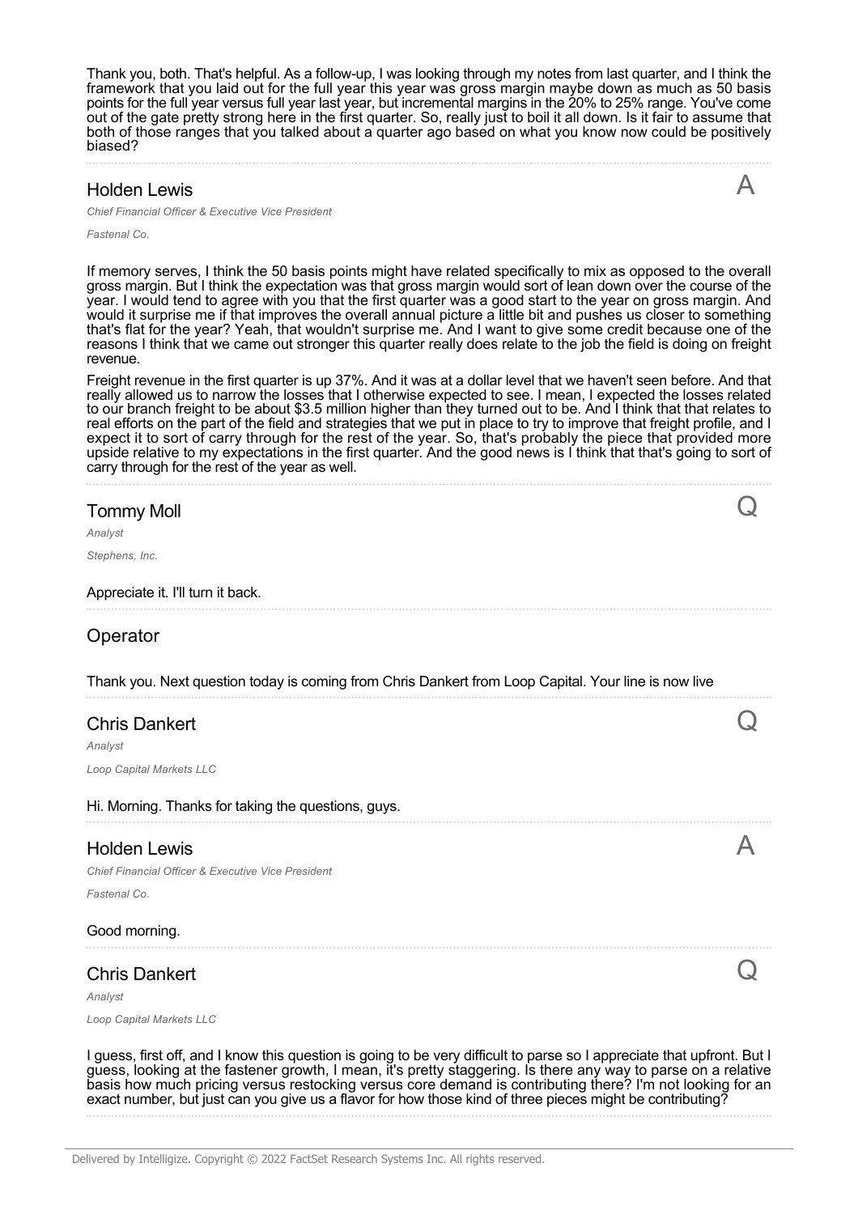Thank you, both. That's helpful. As a follow-up, I was looking through my notes from last quarter, and I think the framework that you laid out for the full year this year was gross margin maybe down as much as 50 basis points for the full year versus full year last year, but incremental margins in the 20% to 25% range. You've come out of the gate pretty strong here in the first quarter. So, really just to boil it all down. Is it fair to assume that both of those ranges that you talked about a quarter ago based on what you know now could be positively biased?

## Holden Lewis

*Chief Financial Officer & Executive Vice President*

*Fastenal Co.*

A

If memory serves, I think the 50 basis points might have related specifically to mix as opposed to the overall gross margin. But I think the expectation was that gross margin would sort of lean down over the course of the year. I would tend to agree with you that the first quarter was a good start to the year on gross margin. And would it surprise me if that improves the overall annual picture a little bit and pushes us closer to something that's flat for the year? Yeah, that wouldn't surprise me. And I want to give some credit because one of the reasons I think that we came out stronger this quarter really does relate to the job the field is doing on freight revenue.

Freight revenue in the first quarter is up 37%. And it was at a dollar level that we haven't seen before. And that really allowed us to narrow the losses that I otherwise expected to see. I mean, I expected the losses related to our branch freight to be about $3.5 million higher than they turned out to be. And I think that that relates to real efforts on the part of the field and strategies that we put in place to try to improve that freight profile, and I expect it to sort of carry through for the rest of the year. So, that's probably the piece that provided more upside relative to my expectations in the first quarter. And the good news is I think that that's going to sort of carry through for the rest of the year as well.

## Tommy Moll

*Analyst*

*Stephens, Inc.*

Q

Appreciate it. I'll turn it back.

## Operator

Thank you. Next question today is coming from Chris Dankert from Loop Capital. Your line is now live

## Chris Dankert

*Analyst*

*Loop Capital Markets LLC*

Q

Hi. Morning. Thanks for taking the questions, guys.

## Holden Lewis

*Chief Financial Officer & Executive Vice President*

*Fastenal Co.*

A

Good morning.

## Chris Dankert

*Analyst*

*Loop Capital Markets LLC*

Q

I guess, first off, and I know this question is going to be very difficult to parse so I appreciate that upfront. But I guess, looking at the fastener growth, I mean, it's pretty staggering. Is there any way to parse on a relative basis how much pricing versus restocking versus core demand is contributing there? I'm not looking for an exact number, but just can you give us a flavor for how those kind of three pieces might be contributing?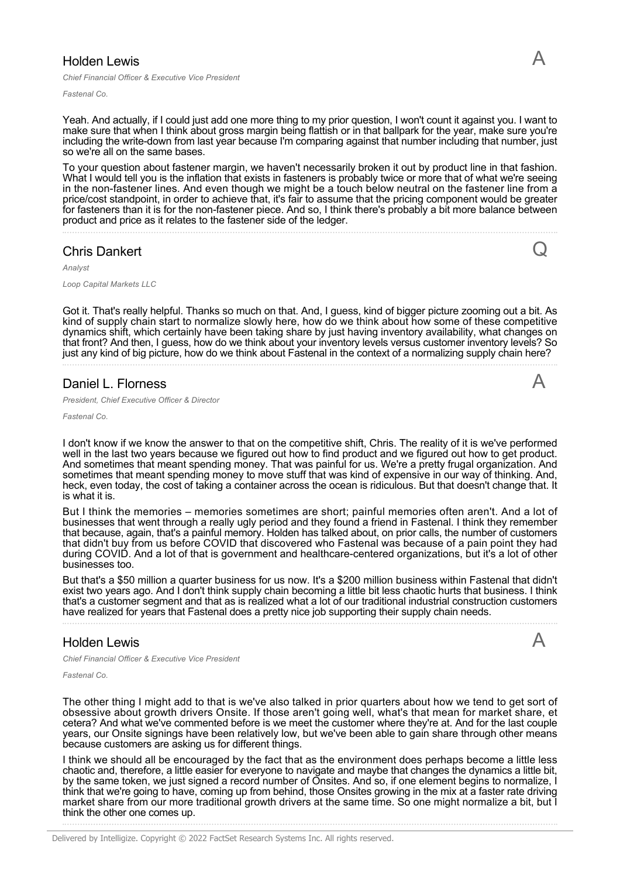## Holden Lewis

*Chief Financial Officer & Executive Vice President*

*Fastenal Co.*

A

Yeah. And actually, if I could just add one more thing to my prior question, I won't count it against you. I want to make sure that when I think about gross margin being flattish or in that ballpark for the year, make sure you're including the write-down from last year because I'm comparing against that number including that number, just so we're all on the same bases.

To your question about fastener margin, we haven't necessarily broken it out by product line in that fashion. What I would tell you is the inflation that exists in fasteners is probably twice or more that of what we're seeing in the non-fastener lines. And even though we might be a touch below neutral on the fastener line from a price/cost standpoint, in order to achieve that, it's fair to assume that the pricing component would be greater for fasteners than it is for the non-fastener piece. And so, I think there's probably a bit more balance between product and price as it relates to the fastener side of the ledger.

## Chris Dankert

*Analyst*

*Loop Capital Markets LLC*

Q

Got it. That's really helpful. Thanks so much on that. And, I guess, kind of bigger picture zooming out a bit. As kind of supply chain start to normalize slowly here, how do we think about how some of these competitive dynamics shift, which certainly have been taking share by just having inventory availability, what changes on that front? And then, I guess, how do we think about your inventory levels versus customer inventory levels? So just any kind of big picture, how do we think about Fastenal in the context of a normalizing supply chain here?

## Daniel L. Florness

*President, Chief Executive Officer & Director*

*Fastenal Co.*

A

I don't know if we know the answer to that on the competitive shift, Chris. The reality of it is we've performed well in the last two years because we figured out how to find product and we figured out how to get product. And sometimes that meant spending money. That was painful for us. We're a pretty frugal organization. And sometimes that meant spending money to move stuff that was kind of expensive in our way of thinking. And, heck, even today, the cost of taking a container across the ocean is ridiculous. But that doesn't change that. It is what it is.

But I think the memories – memories sometimes are short; painful memories often aren't. And a lot of businesses that went through a really ugly period and they found a friend in Fastenal. I think they remember that because, again, that's a painful memory. Holden has talked about, on prior calls, the number of customers that didn't buy from us before COVID that discovered who Fastenal was because of a pain point they had during COVID. And a lot of that is government and healthcare-centered organizations, but it's a lot of other businesses too.

But that's a $50 million a quarter business for us now. It's a $200 million business within Fastenal that didn't exist two years ago. And I don't think supply chain becoming a little bit less chaotic hurts that business. I think that's a customer segment and that as is realized what a lot of our traditional industrial construction customers have realized for years that Fastenal does a pretty nice job supporting their supply chain needs.

## Holden Lewis

*Chief Financial Officer & Executive Vice President*

*Fastenal Co.*

A

The other thing I might add to that is we've also talked in prior quarters about how we tend to get sort of obsessive about growth drivers Onsite. If those aren't going well, what's that mean for market share, et cetera? And what we've commented before is we meet the customer where they're at. And for the last couple years, our Onsite signings have been relatively low, but we've been able to gain share through other means because customers are asking us for different things.

I think we should all be encouraged by the fact that as the environment does perhaps become a little less chaotic and, therefore, a little easier for everyone to navigate and maybe that changes the dynamics a little bit, by the same token, we just signed a record number of Onsites. And so, if one element begins to normalize, I think that we're going to have, coming up from behind, those Onsites growing in the mix at a faster rate driving market share from our more traditional growth drivers at the same time. So one might normalize a bit, but I think the other one comes up.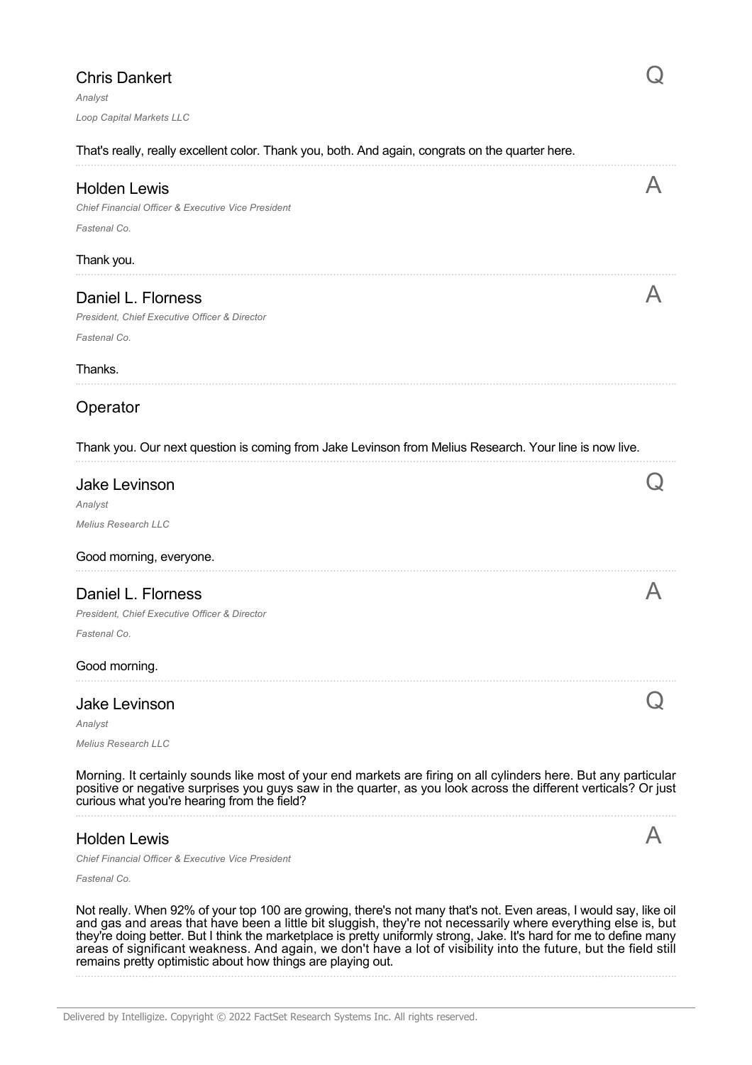### Chris Dankert

*Analyst*

*Loop Capital Markets LLC*

**Q**

That's really, really excellent color. Thank you, both. And again, congrats on the quarter here.

---

### Holden Lewis

*Chief Financial Officer & Executive Vice President*

*Fastenal Co.*

**A**

Thank you.

---

### Daniel L. Florness

*President, Chief Executive Officer & Director*

*Fastenal Co.*

**A**

Thanks.

---

### Operator

Thank you. Our next question is coming from Jake Levinson from Melius Research. Your line is now live.

---

### Jake Levinson

*Analyst*

*Melius Research LLC*

**Q**

Good morning, everyone.

---

### Daniel L. Florness

*President, Chief Executive Officer & Director*

*Fastenal Co.*

**A**

Good morning.

---

### Jake Levinson

*Analyst*

*Melius Research LLC*

**Q**

Morning. It certainly sounds like most of your end markets are firing on all cylinders here. But any particular positive or negative surprises you guys saw in the quarter, as you look across the different verticals? Or just curious what you're hearing from the field?

---

### Holden Lewis

*Chief Financial Officer & Executive Vice President*

*Fastenal Co.*

**A**

Not really. When 92% of your top 100 are growing, there's not many that's not. Even areas, I would say, like oil and gas and areas that have been a little bit sluggish, they're not necessarily where everything else is, but they're doing better. But I think the marketplace is pretty uniformly strong, Jake. It's hard for me to define many areas of significant weakness. And again, we don't have a lot of visibility into the future, but the field still remains pretty optimistic about how things are playing out.

---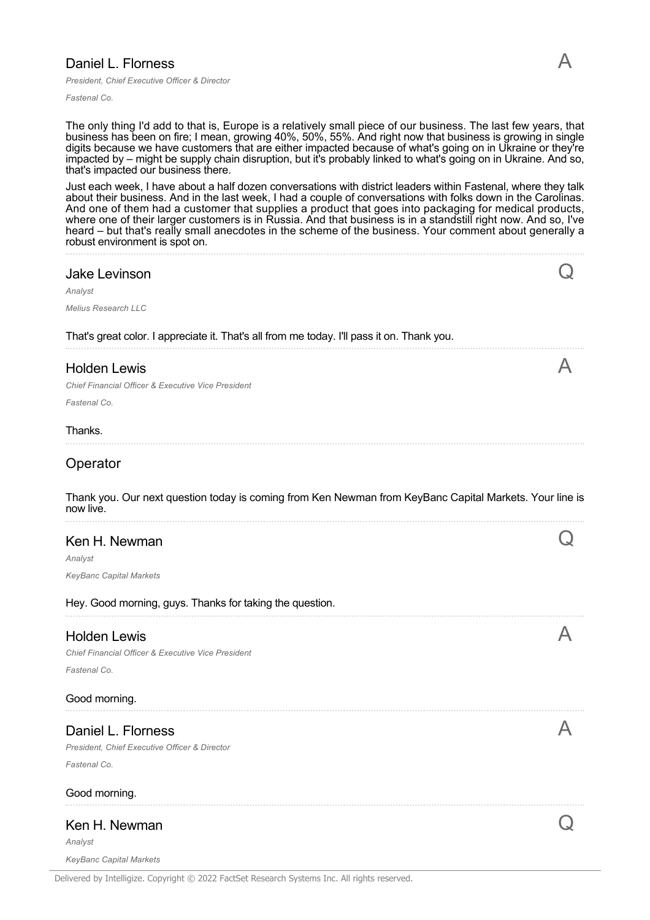### Daniel L. Florness

*President, Chief Executive Officer & Director*

*Fastenal Co.*

**A**

The only thing I'd add to that is, Europe is a relatively small piece of our business. The last few years, that business has been on fire; I mean, growing 40%, 50%, 55%. And right now that business is growing in single digits because we have customers that are either impacted because of what's going on in Ukraine or they're impacted by – might be supply chain disruption, but it's probably linked to what's going on in Ukraine. And so, that's impacted our business there.

Just each week, I have about a half dozen conversations with district leaders within Fastenal, where they talk about their business. And in the last week, I had a couple of conversations with folks down in the Carolinas. And one of them had a customer that supplies a product that goes into packaging for medical products, where one of their larger customers is in Russia. And that business is in a standstill right now. And so, I've heard – but that's really small anecdotes in the scheme of the business. Your comment about generally a robust environment is spot on.

### Jake Levinson

*Analyst*

*Melius Research LLC*

**Q**

That's great color. I appreciate it. That's all from me today. I'll pass it on. Thank you.

### Holden Lewis

*Chief Financial Officer & Executive Vice President*

*Fastenal Co.*

**A**

Thanks.

### Operator

Thank you. Our next question today is coming from Ken Newman from KeyBanc Capital Markets. Your line is now live.

### Ken H. Newman

*Analyst*

*KeyBanc Capital Markets*

**Q**

Hey. Good morning, guys. Thanks for taking the question.

### Holden Lewis

*Chief Financial Officer & Executive Vice President*

*Fastenal Co.*

**A**

Good morning.

### Daniel L. Florness

*President, Chief Executive Officer & Director*

*Fastenal Co.*

**A**

Good morning.

### Ken H. Newman

*Analyst*

*KeyBanc Capital Markets*

**Q**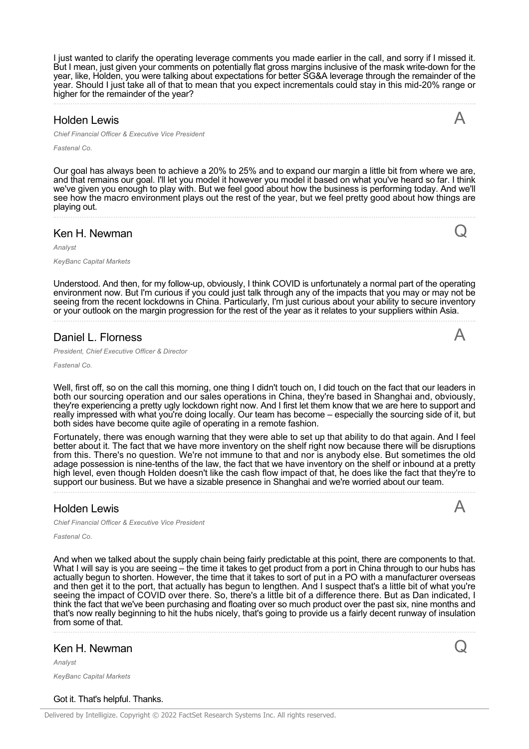I just wanted to clarify the operating leverage comments you made earlier in the call, and sorry if I missed it. But I mean, just given your comments on potentially flat gross margins inclusive of the mask write-down for the year, like, Holden, you were talking about expectations for better SG&A leverage through the remainder of the year. Should I just take all of that to mean that you expect incrementals could stay in this mid-20% range or higher for the remainder of the year?

---

### Holden Lewis — A

*Chief Financial Officer & Executive Vice President*

*Fastenal Co.*

Our goal has always been to achieve a 20% to 25% and to expand our margin a little bit from where we are, and that remains our goal. I'll let you model it however you model it based on what you've heard so far. I think we've given you enough to play with. But we feel good about how the business is performing today. And we'll see how the macro environment plays out the rest of the year, but we feel pretty good about how things are playing out.

---

### Ken H. Newman — Q

*Analyst*

*KeyBanc Capital Markets*

Understood. And then, for my follow-up, obviously, I think COVID is unfortunately a normal part of the operating environment now. But I'm curious if you could just talk through any of the impacts that you may or may not be seeing from the recent lockdowns in China. Particularly, I'm just curious about your ability to secure inventory or your outlook on the margin progression for the rest of the year as it relates to your suppliers within Asia.

---

### Daniel L. Florness — A

*President, Chief Executive Officer & Director*

*Fastenal Co.*

Well, first off, so on the call this morning, one thing I didn't touch on, I did touch on the fact that our leaders in both our sourcing operation and our sales operations in China, they're based in Shanghai and, obviously, they're experiencing a pretty ugly lockdown right now. And I first let them know that we are here to support and really impressed with what you're doing locally. Our team has become – especially the sourcing side of it, but both sides have become quite agile of operating in a remote fashion.

Fortunately, there was enough warning that they were able to set up that ability to do that again. And I feel better about it. The fact that we have more inventory on the shelf right now because there will be disruptions from this. There's no question. We're not immune to that and nor is anybody else. But sometimes the old adage possession is nine-tenths of the law, the fact that we have inventory on the shelf or inbound at a pretty high level, even though Holden doesn't like the cash flow impact of that, he does like the fact that they're to support our business. But we have a sizable presence in Shanghai and we're worried about our team.

---

### Holden Lewis — A

*Chief Financial Officer & Executive Vice President*

*Fastenal Co.*

And when we talked about the supply chain being fairly predictable at this point, there are components to that. What I will say is you are seeing – the time it takes to get product from a port in China through to our hubs has actually begun to shorten. However, the time that it takes to sort of put in a PO with a manufacturer overseas and then get it to the port, that actually has begun to lengthen. And I suspect that's a little bit of what you're seeing the impact of COVID over there. So, there's a little bit of a difference there. But as Dan indicated, I think the fact that we've been purchasing and floating over so much product over the past six, nine months and that's now really beginning to hit the hubs nicely, that's going to provide us a fairly decent runway of insulation from some of that.

---

### Ken H. Newman — Q

*Analyst*

*KeyBanc Capital Markets*

Got it. That's helpful. Thanks.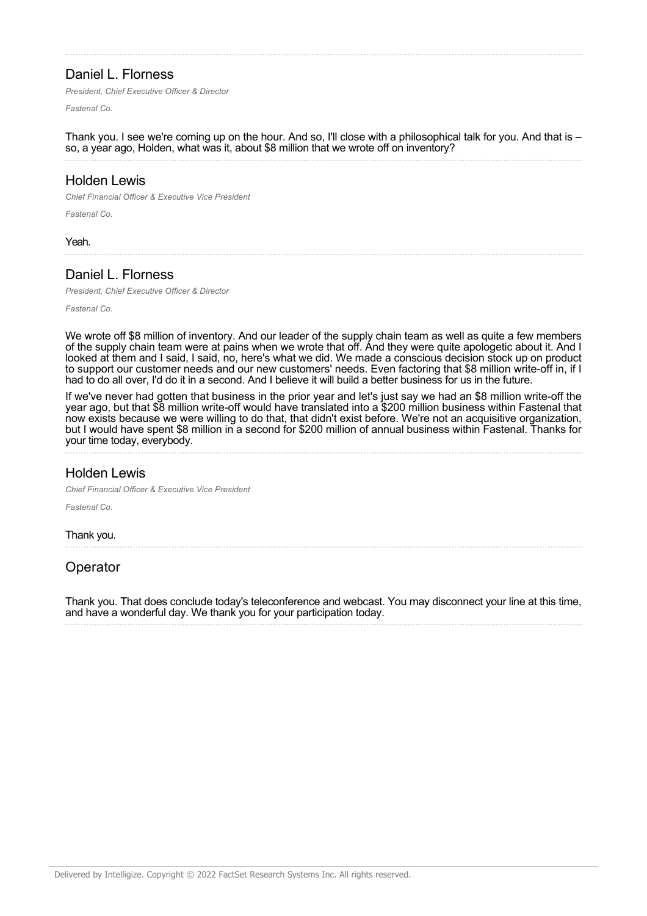## Daniel L. Florness

*President, Chief Executive Officer & Director*

*Fastenal Co.*

Thank you. I see we're coming up on the hour. And so, I'll close with a philosophical talk for you. And that is – so, a year ago, Holden, what was it, about $8 million that we wrote off on inventory?

## Holden Lewis

*Chief Financial Officer & Executive Vice President*

*Fastenal Co.*

Yeah.

## Daniel L. Florness

*President, Chief Executive Officer & Director*

*Fastenal Co.*

We wrote off $8 million of inventory. And our leader of the supply chain team as well as quite a few members of the supply chain team were at pains when we wrote that off. And they were quite apologetic about it. And I looked at them and I said, I said, no, here's what we did. We made a conscious decision stock up on product to support our customer needs and our new customers' needs. Even factoring that $8 million write-off in, if I had to do all over, I'd do it in a second. And I believe it will build a better business for us in the future.

If we've never had gotten that business in the prior year and let's just say we had an $8 million write-off the year ago, but that $8 million write-off would have translated into a $200 million business within Fastenal that now exists because we were willing to do that, that didn't exist before. We're not an acquisitive organization, but I would have spent $8 million in a second for $200 million of annual business within Fastenal. Thanks for your time today, everybody.

## Holden Lewis

*Chief Financial Officer & Executive Vice President*

*Fastenal Co.*

Thank you.

## Operator

Thank you. That does conclude today's teleconference and webcast. You may disconnect your line at this time, and have a wonderful day. We thank you for your participation today.